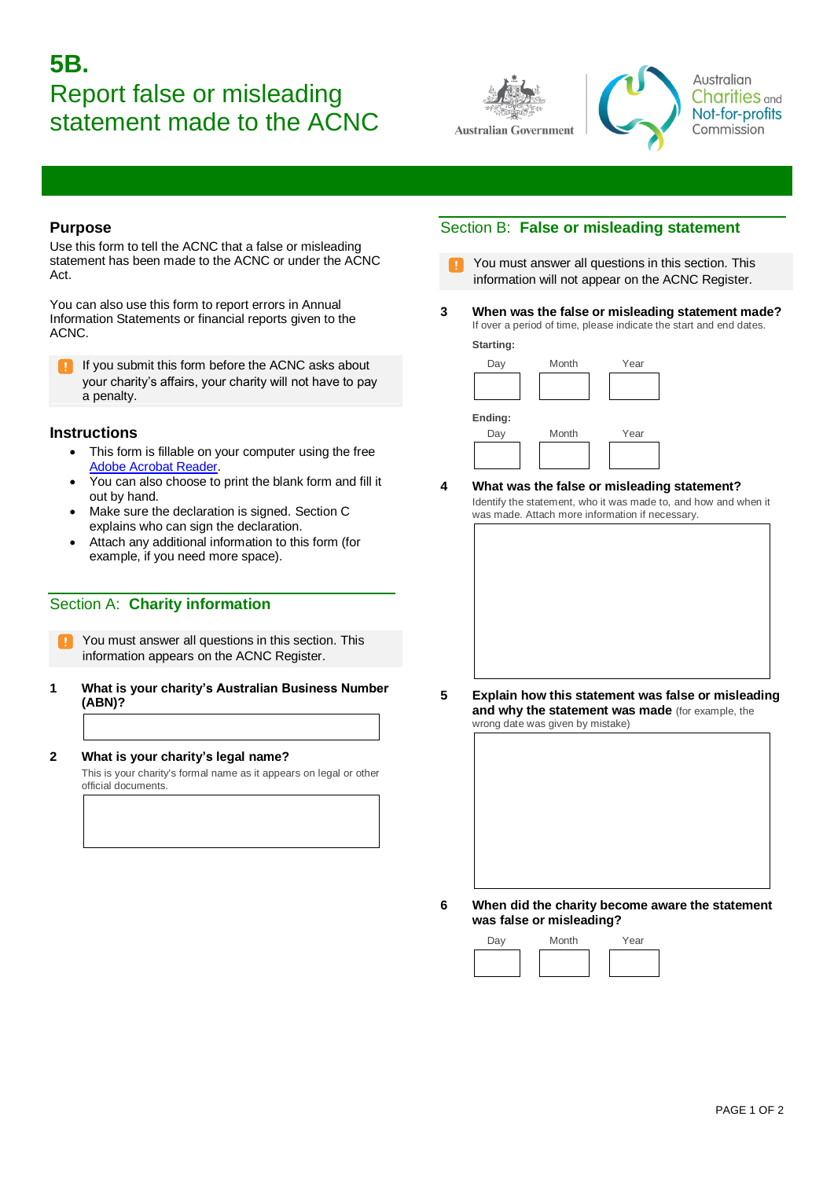# 5B. Report false or misleading statement made to the ACNC

Australian Government

Australian Charities and Not-for-profits Commission

## Purpose

Use this form to tell the ACNC that a false or misleading statement has been made to the ACNC or under the ACNC Act.

You can also use this form to report errors in Annual Information Statements or financial reports given to the ACNC.

> ! If you submit this form before the ACNC asks about your charity's affairs, your charity will not have to pay a penalty.

## Instructions

- This form is fillable on your computer using the free [Adobe Acrobat Reader](Adobe Acrobat Reader).
- You can also choose to print the blank form and fill it out by hand.
- Make sure the declaration is signed. Section C explains who can sign the declaration.
- Attach any additional information to this form (for example, if you need more space).

## Section A: **Charity information**

> ! You must answer all questions in this section. This information appears on the ACNC Register.

**1 What is your charity's Australian Business Number (ABN)?**

**2 What is your charity's legal name?**

This is your charity's formal name as it appears on legal or other official documents.

## Section B: **False or misleading statement**

> ! You must answer all questions in this section. This information will not appear on the ACNC Register.

**3 When was the false or misleading statement made?**

If over a period of time, please indicate the start and end dates.

**Starting:**

| Day | Month | Year |
|---|---|---|
| | | |

**Ending:**

| Day | Month | Year |
|---|---|---|
| | | |

**4 What was the false or misleading statement?**

Identify the statement, who it was made to, and how and when it was made. Attach more information if necessary.

**5 Explain how this statement was false or misleading and why the statement was made** (for example, the wrong date was given by mistake)

**6 When did the charity become aware the statement was false or misleading?**

| Day | Month | Year |
|---|---|---|
| | | |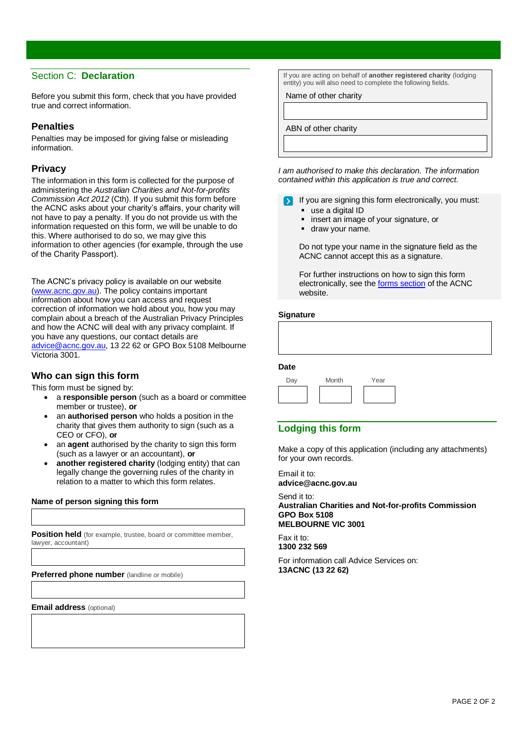## Section C: **Declaration**

Before you submit this form, check that you have provided true and correct information.

### Penalties

Penalties may be imposed for giving false or misleading information.

### Privacy

The information in this form is collected for the purpose of administering the *Australian Charities and Not-for-profits Commission Act 2012* (Cth). If you submit this form before the ACNC asks about your charity's affairs, your charity will not have to pay a penalty. If you do not provide us with the information requested on this form, we will be unable to do this. Where authorised to do so, we may give this information to other agencies (for example, through the use of the Charity Passport).

The ACNC's privacy policy is available on our website (www.acnc.gov.au). The policy contains important information about how you can access and request correction of information we hold about you, how you may complain about a breach of the Australian Privacy Principles and how the ACNC will deal with any privacy complaint. If you have any questions, our contact details are advice@acnc.gov.au, 13 22 62 or GPO Box 5108 Melbourne Victoria 3001.

### Who can sign this form

This form must be signed by:

- a **responsible person** (such as a board or committee member or trustee), **or**
- an **authorised person** who holds a position in the charity that gives them authority to sign (such as a CEO or CFO), **or**
- an **agent** authorised by the charity to sign this form (such as a lawyer or an accountant), **or**
- **another registered charity** (lodging entity) that can legally change the governing rules of the charity in relation to a matter to which this form relates.

**Name of person signing this form**

**Position held** (for example, trustee, board or committee member, lawyer, accountant)

**Preferred phone number** (landline or mobile)

**Email address** (optional)

If you are acting on behalf of **another registered charity** (lodging entity) you will also need to complete the following fields.

Name of other charity

ABN of other charity

*I am authorised to make this declaration. The information contained within this application is true and correct.*

If you are signing this form electronically, you must:

- use a digital ID
- insert an image of your signature, or
- draw your name.

Do not type your name in the signature field as the ACNC cannot accept this as a signature.

For further instructions on how to sign this form electronically, see the forms section of the ACNC website.

**Signature**

**Date**

Day Month Year

## Lodging this form

Make a copy of this application (including any attachments) for your own records.

Email it to:
**advice@acnc.gov.au**

Send it to:
**Australian Charities and Not-for-profits Commission**
**GPO Box 5108**
**MELBOURNE VIC 3001**

Fax it to:
**1300 232 569**

For information call Advice Services on:
**13ACNC (13 22 62)**